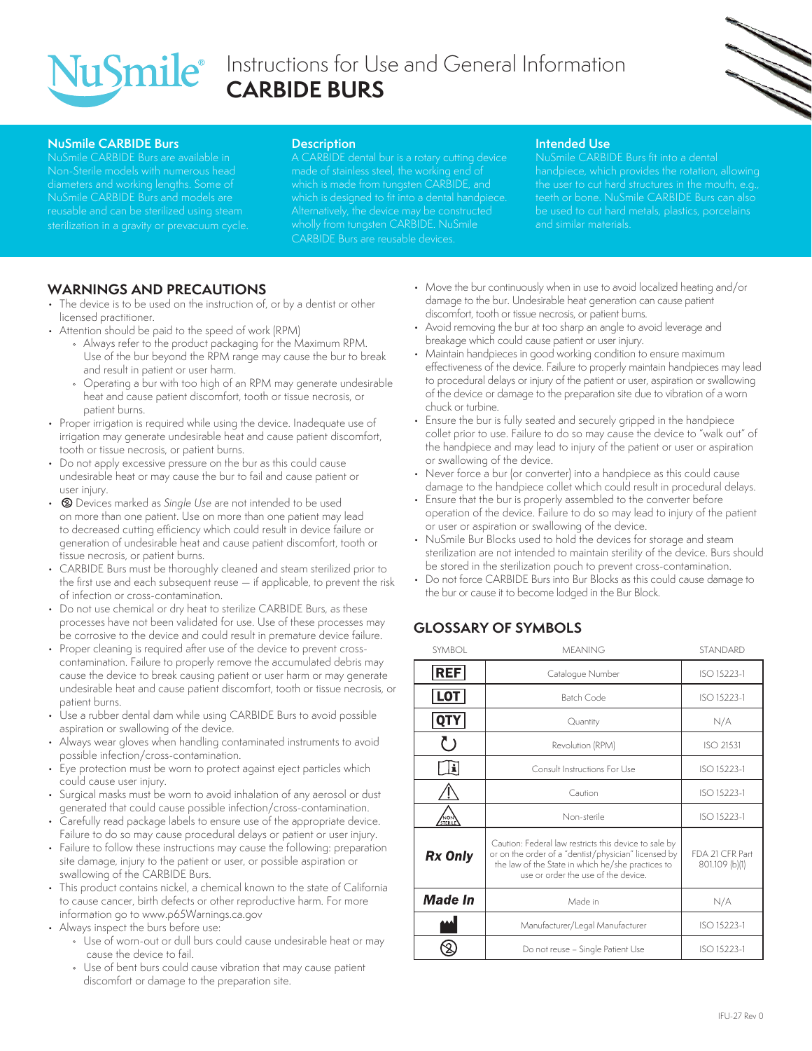# NuSmile® Instructions for Use and General Information
# CARBIDE BURS

## NuSmile CARBIDE Burs

NuSmile CARBIDE Burs are available in Non-Sterile models with numerous head diameters and working lengths. Some of NuSmile CARBIDE Burs and models are reusable and can be sterilized using steam sterilization in a gravity or prevacuum cycle.

## Description

A CARBIDE dental bur is a rotary cutting device made of stainless steel, the working end of which is made from tungsten CARBIDE, and which is designed to fit into a dental handpiece. Alternatively, the device may be constructed wholly from tungsten CARBIDE. NuSmile CARBIDE Burs are reusable devices.

## Intended Use

NuSmile CARBIDE Burs fit into a dental handpiece, which provides the rotation, allowing the user to cut hard structures in the mouth, e.g., teeth or bone. NuSmile CARBIDE Burs can also be used to cut hard metals, plastics, porcelains and similar materials.

## WARNINGS AND PRECAUTIONS

- The device is to be used on the instruction of, or by a dentist or other licensed practitioner.
- Attention should be paid to the speed of work (RPM)
  - Always refer to the product packaging for the Maximum RPM. Use of the bur beyond the RPM range may cause the bur to break and result in patient or user harm.
  - Operating a bur with too high of an RPM may generate undesirable heat and cause patient discomfort, tooth or tissue necrosis, or patient burns.
- Proper irrigation is required while using the device. Inadequate use of irrigation may generate undesirable heat and cause patient discomfort, tooth or tissue necrosis, or patient burns.
- Do not apply excessive pressure on the bur as this could cause undesirable heat or may cause the bur to fail and cause patient or user injury.
- ⊗ Devices marked as *Single Use* are not intended to be used on more than one patient. Use on more than one patient may lead to decreased cutting efficiency which could result in device failure or generation of undesirable heat and cause patient discomfort, tooth or tissue necrosis, or patient burns.
- CARBIDE Burs must be thoroughly cleaned and steam sterilized prior to the first use and each subsequent reuse — if applicable, to prevent the risk of infection or cross-contamination.
- Do not use chemical or dry heat to sterilize CARBIDE Burs, as these processes have not been validated for use. Use of these processes may be corrosive to the device and could result in premature device failure.
- Proper cleaning is required after use of the device to prevent cross-contamination. Failure to properly remove the accumulated debris may cause the device to break causing patient or user harm or may generate undesirable heat and cause patient discomfort, tooth or tissue necrosis, or patient burns.
- Use a rubber dental dam while using CARBIDE Burs to avoid possible aspiration or swallowing of the device.
- Always wear gloves when handling contaminated instruments to avoid possible infection/cross-contamination.
- Eye protection must be worn to protect against eject particles which could cause user injury.
- Surgical masks must be worn to avoid inhalation of any aerosol or dust generated that could cause possible infection/cross-contamination.
- Carefully read package labels to ensure use of the appropriate device. Failure to do so may cause procedural delays or patient or user injury.
- Failure to follow these instructions may cause the following: preparation site damage, injury to the patient or user, or possible aspiration or swallowing of the CARBIDE Burs.
- This product contains nickel, a chemical known to the state of California to cause cancer, birth defects or other reproductive harm. For more information go to www.p65Warnings.ca.gov
- Always inspect the burs before use:
  - Use of worn-out or dull burs could cause undesirable heat or may cause the device to fail.
  - Use of bent burs could cause vibration that may cause patient discomfort or damage to the preparation site.
- Move the bur continuously when in use to avoid localized heating and/or damage to the bur. Undesirable heat generation can cause patient discomfort, tooth or tissue necrosis, or patient burns.
- Avoid removing the bur at too sharp an angle to avoid leverage and breakage which could cause patient or user injury.
- Maintain handpieces in good working condition to ensure maximum effectiveness of the device. Failure to properly maintain handpieces may lead to procedural delays or injury of the patient or user, aspiration or swallowing of the device or damage to the preparation site due to vibration of a worn chuck or turbine.
- Ensure the bur is fully seated and securely gripped in the handpiece collet prior to use. Failure to do so may cause the device to "walk out" of the handpiece and may lead to injury of the patient or user or aspiration or swallowing of the device.
- Never force a bur (or converter) into a handpiece as this could cause damage to the handpiece collet which could result in procedural delays.
- Ensure that the bur is properly assembled to the converter before operation of the device. Failure to do so may lead to injury of the patient or user or aspiration or swallowing of the device.
- NuSmile Bur Blocks used to hold the devices for storage and steam sterilization are not intended to maintain sterility of the device. Burs should be stored in the sterilization pouch to prevent cross-contamination.
- Do not force CARBIDE Burs into Bur Blocks as this could cause damage to the bur or cause it to become lodged in the Bur Block.

## GLOSSARY OF SYMBOLS

| SYMBOL | MEANING | STANDARD |
|---|---|---|
| REF | Catalogue Number | ISO 15223-1 |
| LOT | Batch Code | ISO 15223-1 |
| QTY | Quantity | N/A |
| ↻ | Revolution (RPM) | ISO 21531 |
| 🕮 i | Consult Instructions For Use | ISO 15223-1 |
| ⚠ | Caution | ISO 15223-1 |
| NON STERILE | Non-sterile | ISO 15223-1 |
| **Rx Only** | Caution: Federal law restricts this device to sale by or on the order of a "dentist/physician" licensed by the law of the State in which he/she practices to use or order the use of the device. | FDA 21 CFR Part 801.109 (b)(1) |
| **Made In** | Made in | N/A |
| 🏭 | Manufacturer/Legal Manufacturer | ISO 15223-1 |
| ⊗ | Do not reuse – Single Patient Use | ISO 15223-1 |

IFU-27 Rev 0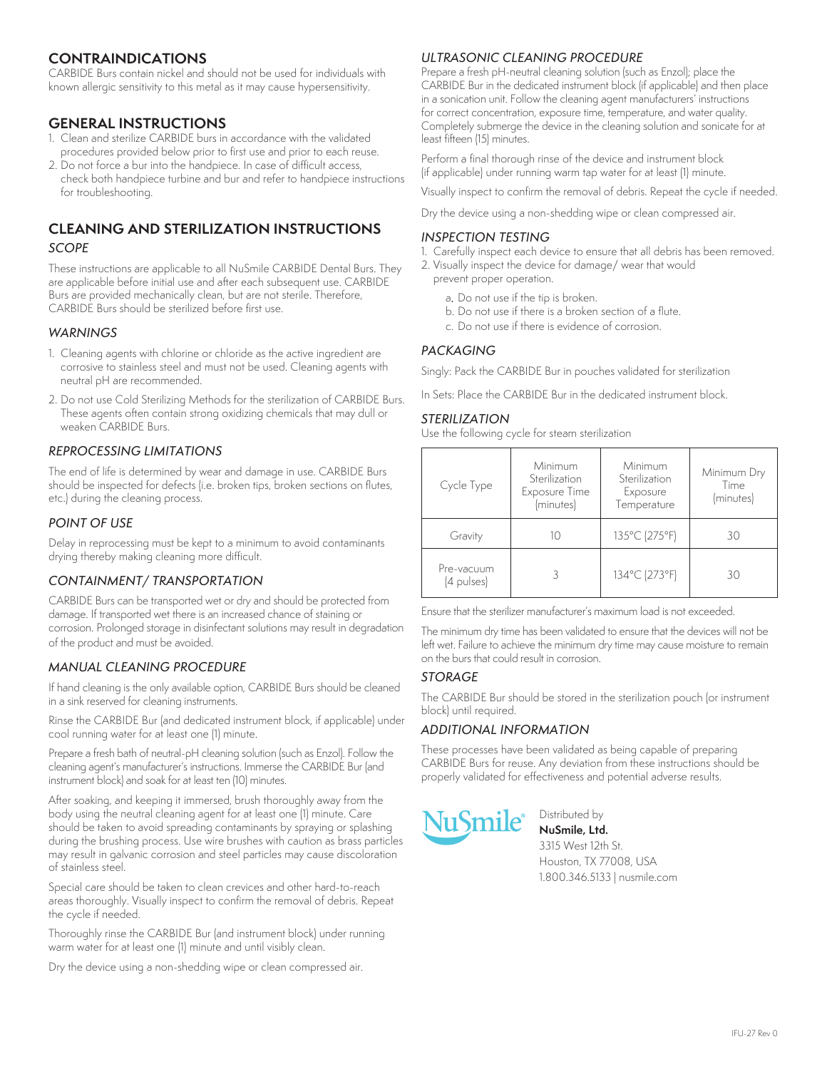## CONTRAINDICATIONS

CARBIDE Burs contain nickel and should not be used for individuals with known allergic sensitivity to this metal as it may cause hypersensitivity.

## GENERAL INSTRUCTIONS

1. Clean and sterilize CARBIDE burs in accordance with the validated procedures provided below prior to first use and prior to each reuse.
2. Do not force a bur into the handpiece. In case of difficult access, check both handpiece turbine and bur and refer to handpiece instructions for troubleshooting.

## CLEANING AND STERILIZATION INSTRUCTIONS

### *SCOPE*

These instructions are applicable to all NuSmile CARBIDE Dental Burs. They are applicable before initial use and after each subsequent use. CARBIDE Burs are provided mechanically clean, but are not sterile. Therefore, CARBIDE Burs should be sterilized before first use.

### *WARNINGS*

1. Cleaning agents with chlorine or chloride as the active ingredient are corrosive to stainless steel and must not be used. Cleaning agents with neutral pH are recommended.
2. Do not use Cold Sterilizing Methods for the sterilization of CARBIDE Burs. These agents often contain strong oxidizing chemicals that may dull or weaken CARBIDE Burs.

### *REPROCESSING LIMITATIONS*

The end of life is determined by wear and damage in use. CARBIDE Burs should be inspected for defects (i.e. broken tips, broken sections on flutes, etc.) during the cleaning process.

### *POINT OF USE*

Delay in reprocessing must be kept to a minimum to avoid contaminants drying thereby making cleaning more difficult.

### *CONTAINMENT/ TRANSPORTATION*

CARBIDE Burs can be transported wet or dry and should be protected from damage. If transported wet there is an increased chance of staining or corrosion. Prolonged storage in disinfectant solutions may result in degradation of the product and must be avoided.

### *MANUAL CLEANING PROCEDURE*

If hand cleaning is the only available option, CARBIDE Burs should be cleaned in a sink reserved for cleaning instruments.

Rinse the CARBIDE Bur (and dedicated instrument block, if applicable) under cool running water for at least one (1) minute.

Prepare a fresh bath of neutral-pH cleaning solution (such as Enzol). Follow the cleaning agent's manufacturer's instructions. Immerse the CARBIDE Bur (and instrument block) and soak for at least ten (10) minutes.

After soaking, and keeping it immersed, brush thoroughly away from the body using the neutral cleaning agent for at least one (1) minute. Care should be taken to avoid spreading contaminants by spraying or splashing during the brushing process. Use wire brushes with caution as brass particles may result in galvanic corrosion and steel particles may cause discoloration of stainless steel.

Special care should be taken to clean crevices and other hard-to-reach areas thoroughly. Visually inspect to confirm the removal of debris. Repeat the cycle if needed.

Thoroughly rinse the CARBIDE Bur (and instrument block) under running warm water for at least one (1) minute and until visibly clean.

Dry the device using a non-shedding wipe or clean compressed air.

### *ULTRASONIC CLEANING PROCEDURE*

Prepare a fresh pH-neutral cleaning solution (such as Enzol); place the CARBIDE Bur in the dedicated instrument block (if applicable) and then place in a sonication unit. Follow the cleaning agent manufacturers' instructions for correct concentration, exposure time, temperature, and water quality. Completely submerge the device in the cleaning solution and sonicate for at least fifteen (15) minutes.

Perform a final thorough rinse of the device and instrument block (if applicable) under running warm tap water for at least (1) minute.

Visually inspect to confirm the removal of debris. Repeat the cycle if needed.

Dry the device using a non-shedding wipe or clean compressed air.

### *INSPECTION TESTING*

1. Carefully inspect each device to ensure that all debris has been removed.
2. Visually inspect the device for damage/ wear that would prevent proper operation.
   a. Do not use if the tip is broken.
   b. Do not use if there is a broken section of a flute.
   c. Do not use if there is evidence of corrosion.

### *PACKAGING*

Singly: Pack the CARBIDE Bur in pouches validated for sterilization

In Sets: Place the CARBIDE Bur in the dedicated instrument block.

### *STERILIZATION*

Use the following cycle for steam sterilization

| Cycle Type | Minimum Sterilization Exposure Time (minutes) | Minimum Sterilization Exposure Temperature | Minimum Dry Time (minutes) |
|---|---|---|---|
| Gravity | 10 | 135°C (275°F) | 30 |
| Pre-vacuum (4 pulses) | 3 | 134°C (273°F) | 30 |

Ensure that the sterilizer manufacturer's maximum load is not exceeded.

The minimum dry time has been validated to ensure that the devices will not be left wet. Failure to achieve the minimum dry time may cause moisture to remain on the burs that could result in corrosion.

### *STORAGE*

The CARBIDE Bur should be stored in the sterilization pouch (or instrument block) until required.

### *ADDITIONAL INFORMATION*

These processes have been validated as being capable of preparing CARBIDE Burs for reuse. Any deviation from these instructions should be properly validated for effectiveness and potential adverse results.

NuSmile®

Distributed by
**NuSmile, Ltd.**
3315 West 12th St.
Houston, TX 77008, USA
1.800.346.5133 | nusmile.com

IFU-27 Rev 0